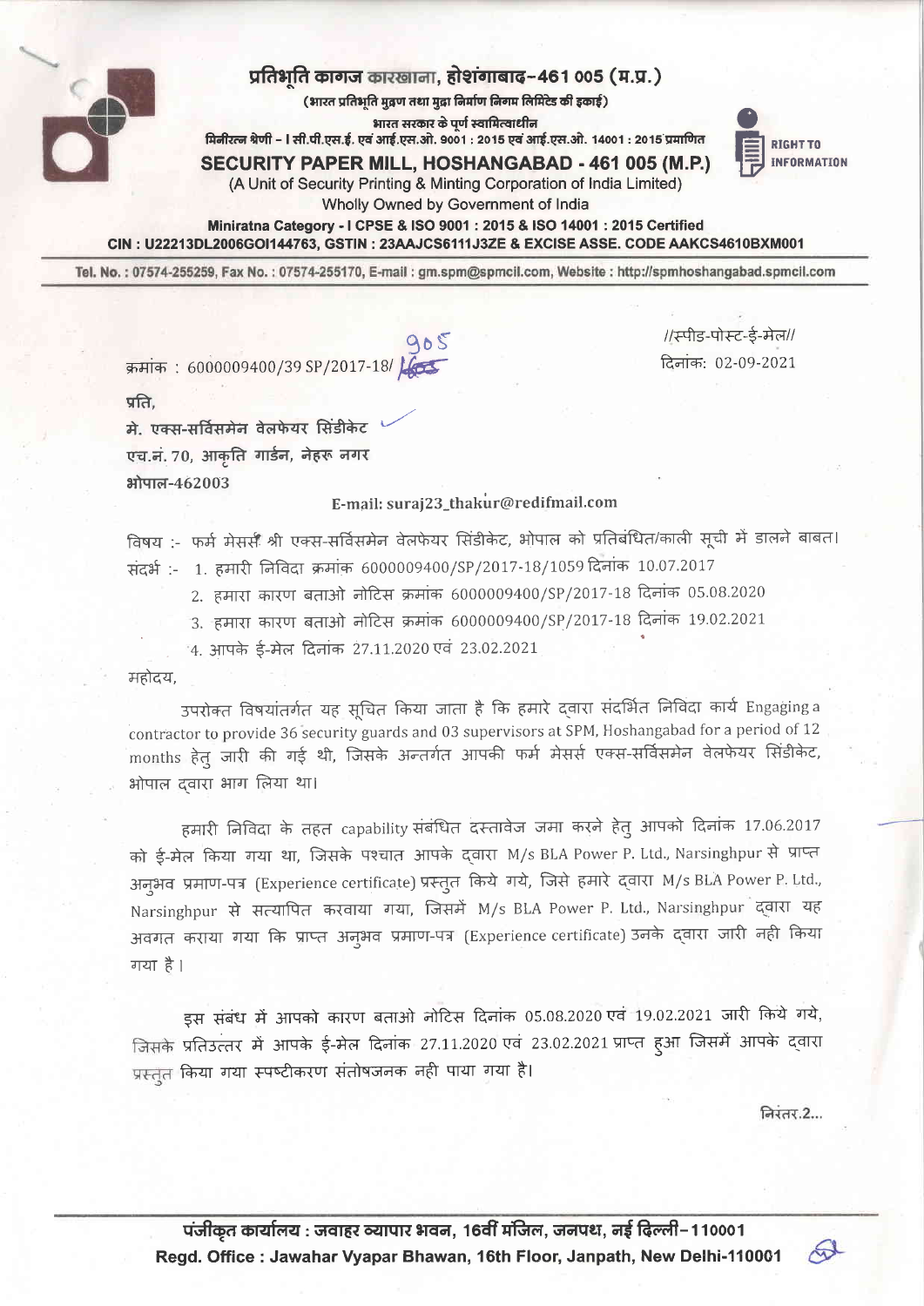# प्रतिभूति कागज कारखाना, होशंगाबाद-461 005 (म.प्र.)

(भारत प्रतिभूति मुद्रण तथा मुद्रा निर्माण निगम लिमिटेड की इकाई)

भारत सरकार के पूर्ण स्वामित्वाधीन

मिनीरत्न श्रेणी - I सी.पी.एस.ई. एवं आई.एस.ओ. 9001 : 2015 एवं आई.एस.ओ. 14001 : 2015 प्रमाणित

## SECURITY PAPER MILL, HOSHANGABAD - 461 005 (M.P.)

(A Unit of Security Printing & Minting Corporation of India Limited)

Wholly Owned by Government of India

Miniratna Category - I CPSE & ISO 9001 : 2015 & ISO 14001 : 2015 Certified

CIN : U22213DL2006GOI144763, GSTIN : 23AAJCS6111J3ZE & EXCISE ASSE. CODE AAKCS4610BXM001

RIGHT TO INFORMATION

Tel. No. : 07574-255259, Fax No. : 07574-255170, E-mail : gm.spm@spmcil.com, Website : http://spmhoshangabad.spmcil.com

---

क्रमांक : 6000009400/39 SP/2017-18/ 905

//स्पीड-पोस्ट-ई-मेल//

दिनांक: 02-09-2021

प्रति,

मे. एक्स-सर्विसमेन वेलफेयर सिंडीकेट

एच.नं. 70, आकृति गार्डन, नेहरू नगर

भोपाल-462003

E-mail: suraj23_thakur@redifmail.com

विषय :- फर्म मेसर्स श्री एक्स-सर्विसमेन वेलफेयर सिंडीकेट, भोपाल को प्रतिबंधित/काली सूची में डालने बाबत।

संदर्भ :- 1. हमारी निविदा क्रमांक 6000009400/SP/2017-18/1059 दिनांक 10.07.2017

2. हमारा कारण बताओ नोटिस क्रमांक 6000009400/SP/2017-18 दिनांक 05.08.2020

3. हमारा कारण बताओ नोटिस क्रमांक 6000009400/SP/2017-18 दिनांक 19.02.2021

4. आपके ई-मेल दिनांक 27.11.2020 एवं 23.02.2021

महोदय,

उपरोक्त विषयांतर्गत यह सूचित किया जाता है कि हमारे द्वारा संदर्भित निविदा कार्य Engaging a contractor to provide 36 security guards and 03 supervisors at SPM, Hoshangabad for a period of 12 months हेतु जारी की गई थी, जिसके अन्तर्गत आपकी फर्म मेसर्स एक्स-सर्विसमेन वेलफेयर सिंडीकेट, भोपाल द्वारा भाग लिया था।

हमारी निविदा के तहत capability संबंधित दस्तावेज जमा करने हेतु आपको दिनांक 17.06.2017 को ई-मेल किया गया था, जिसके पश्चात आपके द्वारा M/s BLA Power P. Ltd., Narsinghpur से प्राप्त अनुभव प्रमाण-पत्र (Experience certificate) प्रस्तुत किये गये, जिसे हमारे द्वारा M/s BLA Power P. Ltd., Narsinghpur से सत्यापित करवाया गया, जिसमें M/s BLA Power P. Ltd., Narsinghpur द्वारा यह अवगत कराया गया कि प्राप्त अनुभव प्रमाण-पत्र (Experience certificate) उनके द्वारा जारी नही किया गया है।

इस संबंध में आपको कारण बताओ नोटिस दिनांक 05.08.2020 एवं 19.02.2021 जारी किये गये, जिसके प्रतिउत्तर में आपके ई-मेल दिनांक 27.11.2020 एवं 23.02.2021 प्राप्त हुआ जिसमें आपके द्वारा प्रस्तुत किया गया स्पष्टीकरण संतोषजनक नही पाया गया है।

निरंतर.2...

---

पंजीकृत कार्यालय : जवाहर व्यापार भवन, 16वीं मंजिल, जनपथ, नई दिल्ली-110001

Regd. Office : Jawahar Vyapar Bhawan, 16th Floor, Janpath, New Delhi-110001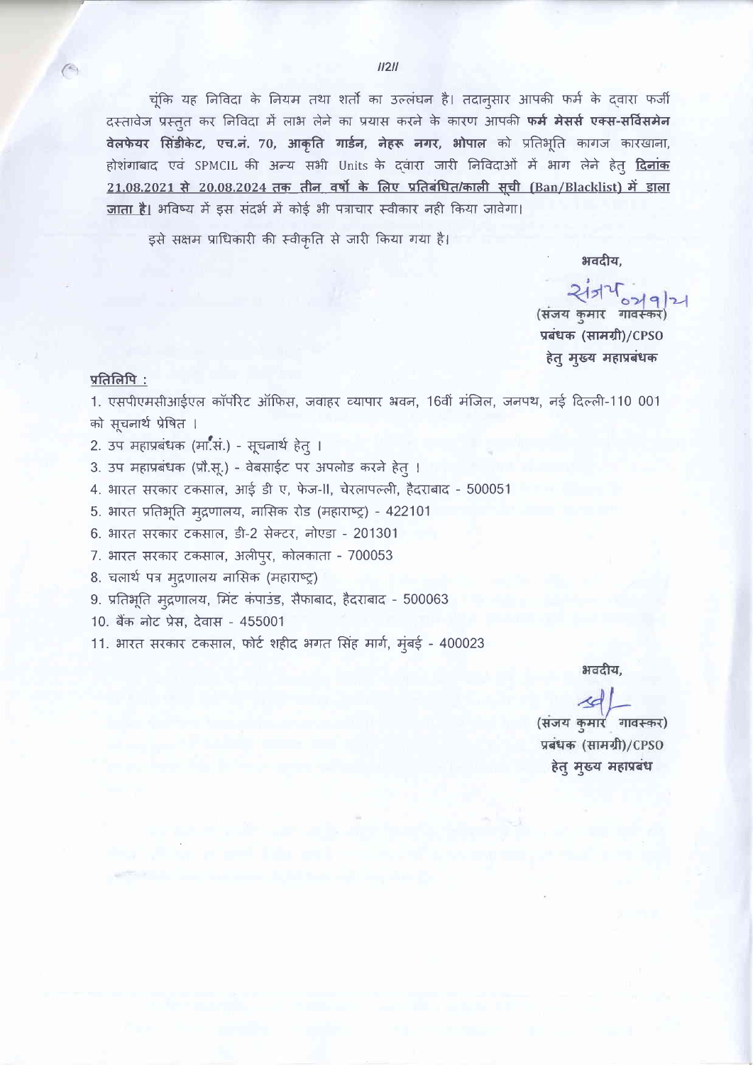चूंकि यह निविदा के नियम तथा शर्तो का उल्लंघन है। तदानुसार आपकी फर्म के द्वारा फर्जी दस्तावेज प्रस्तुत कर निविदा में लाभ लेने का प्रयास करने के कारण आपकी **फर्म मेसर्स एक्स-सर्विसमेन वेलफेयर सिंडीकेट, एच.नं. 70, आकृति गार्डन, नेहरू नगर, भोपाल** को प्रतिभूति कागज कारखाना, होशंगाबाद एवं SPMCIL की अन्य सभी Units के द्वारा जारी निविदाओं में भाग लेने हेतु **दिनांक 21.08.2021 से 20.08.2024 तक तीन वर्षो के लिए प्रतिबंधित/काली सूची (Ban/Blacklist) में डाला जाता है।** भविष्य में इस संदर्भ में कोई भी पत्राचार स्वीकार नही किया जावेगा।

इसे सक्षम प्राधिकारी की स्वीकृति से जारी किया गया है।

भवदीय,

संजय 07/9/21
(संजय कुमार गावस्कर)
प्रबंधक (सामग्री)/CPSO
हेतु मुख्य महाप्रबंधक

**प्रतिलिपि :**

1. एसपीएमसीआईएल कॉर्पोरेट ऑफिस, जवाहर व्यापार भवन, 16वीं मंजिल, जनपथ, नई दिल्ली-110 001 को सूचनार्थ प्रेषित ।
2. उप महाप्रबंधक (मा.सं.) - सूचनार्थ हेतु ।
3. उप महाप्रबंधक (प्रौ.सू.) - वेबसाईट पर अपलोड करने हेतु ।
4. भारत सरकार टकसाल, आई डी ए, फेज-II, चेरलापल्ली, हैदराबाद - 500051
5. भारत प्रतिभूति मुद्रणालय, नासिक रोड (महाराष्ट्र) - 422101
6. भारत सरकार टकसाल, डी-2 सेक्टर, नोएडा - 201301
7. भारत सरकार टकसाल, अलीपुर, कोलकाता - 700053
8. चलार्थ पत्र मुद्रणालय नासिक (महाराष्ट्र)
9. प्रतिभूति मुद्रणालय, मिंट कंपाउंड, सैफाबाद, हैदराबाद - 500063
10. बैंक नोट प्रेस, देवास - 455001
11. भारत सरकार टकसाल, फोर्ट शहीद भगत सिंह मार्ग, मुंबई - 400023

भवदीय,

(संजय कुमार गावस्कर)
प्रबंधक (सामग्री)/CPSO
हेतु मुख्य महाप्रबंध